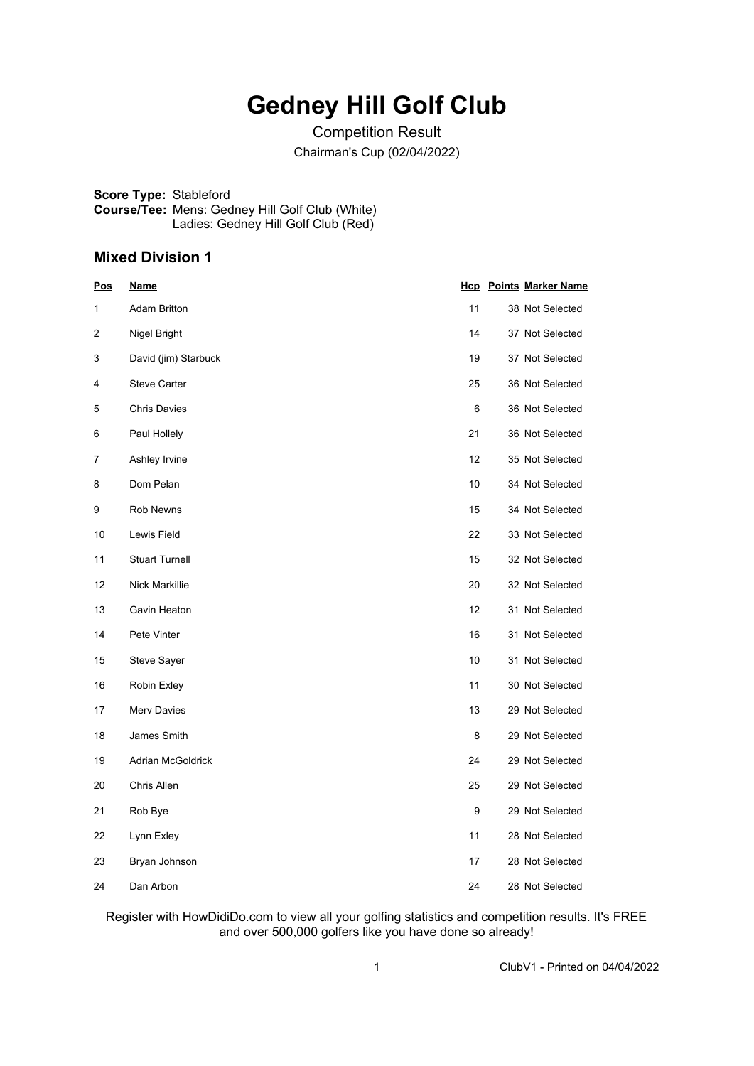# Gedney Hill Golf Club

Competition Result

Chairman's Cup (02/04/2022)

**Score Type:** Stableford
**Course/Tee:** Mens: Gedney Hill Golf Club (White)
Ladies: Gedney Hill Golf Club (Red)

## Mixed Division 1

| Pos | Name | Hcp | Points | Marker Name |
|---|---|---|---|---|
| 1 | Adam Britton | 11 | 38 | Not Selected |
| 2 | Nigel Bright | 14 | 37 | Not Selected |
| 3 | David (jim) Starbuck | 19 | 37 | Not Selected |
| 4 | Steve Carter | 25 | 36 | Not Selected |
| 5 | Chris Davies | 6 | 36 | Not Selected |
| 6 | Paul Hollely | 21 | 36 | Not Selected |
| 7 | Ashley Irvine | 12 | 35 | Not Selected |
| 8 | Dom Pelan | 10 | 34 | Not Selected |
| 9 | Rob Newns | 15 | 34 | Not Selected |
| 10 | Lewis Field | 22 | 33 | Not Selected |
| 11 | Stuart Turnell | 15 | 32 | Not Selected |
| 12 | Nick Markillie | 20 | 32 | Not Selected |
| 13 | Gavin Heaton | 12 | 31 | Not Selected |
| 14 | Pete Vinter | 16 | 31 | Not Selected |
| 15 | Steve Sayer | 10 | 31 | Not Selected |
| 16 | Robin Exley | 11 | 30 | Not Selected |
| 17 | Merv Davies | 13 | 29 | Not Selected |
| 18 | James Smith | 8 | 29 | Not Selected |
| 19 | Adrian McGoldrick | 24 | 29 | Not Selected |
| 20 | Chris Allen | 25 | 29 | Not Selected |
| 21 | Rob Bye | 9 | 29 | Not Selected |
| 22 | Lynn Exley | 11 | 28 | Not Selected |
| 23 | Bryan Johnson | 17 | 28 | Not Selected |
| 24 | Dan Arbon | 24 | 28 | Not Selected |

Register with HowDidiDo.com to view all your golfing statistics and competition results. It's FREE and over 500,000 golfers like you have done so already!

ClubV1 - Printed on 04/04/2022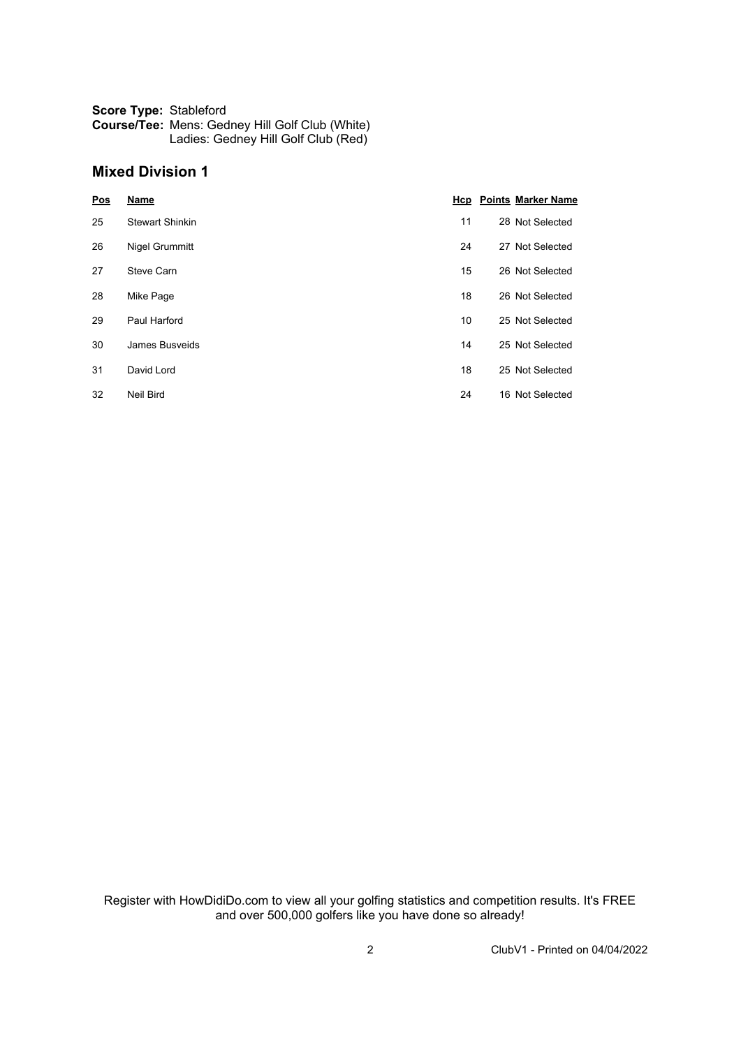**Score Type:** Stableford
**Course/Tee:** Mens: Gedney Hill Golf Club (White)
Ladies: Gedney Hill Golf Club (Red)

## Mixed Division 1

| Pos | Name | Hcp | Points | Marker Name |
|---|---|---|---|---|
| 25 | Stewart Shinkin | 11 | 28 | Not Selected |
| 26 | Nigel Grummitt | 24 | 27 | Not Selected |
| 27 | Steve Carn | 15 | 26 | Not Selected |
| 28 | Mike Page | 18 | 26 | Not Selected |
| 29 | Paul Harford | 10 | 25 | Not Selected |
| 30 | James Busveids | 14 | 25 | Not Selected |
| 31 | David Lord | 18 | 25 | Not Selected |
| 32 | Neil Bird | 24 | 16 | Not Selected |

Register with HowDidiDo.com to view all your golfing statistics and competition results. It's FREE and over 500,000 golfers like you have done so already!

ClubV1 - Printed on 04/04/2022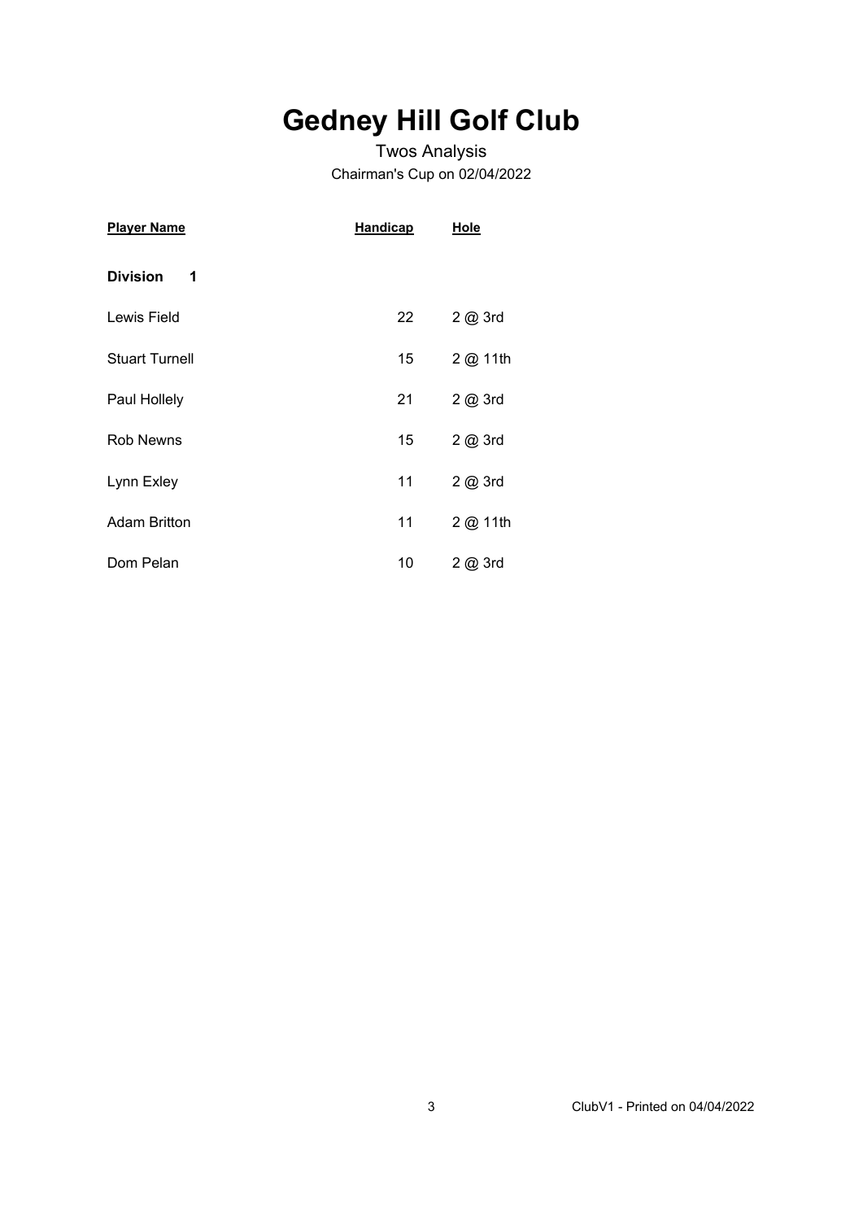# Gedney Hill Golf Club

Twos Analysis

Chairman's Cup on 02/04/2022

| Player Name | Handicap | Hole |
|---|---|---|
| **Division 1** | | |
| Lewis Field | 22 | 2 @ 3rd |
| Stuart Turnell | 15 | 2 @ 11th |
| Paul Hollely | 21 | 2 @ 3rd |
| Rob Newns | 15 | 2 @ 3rd |
| Lynn Exley | 11 | 2 @ 3rd |
| Adam Britton | 11 | 2 @ 11th |
| Dom Pelan | 10 | 2 @ 3rd |

ClubV1 - Printed on 04/04/2022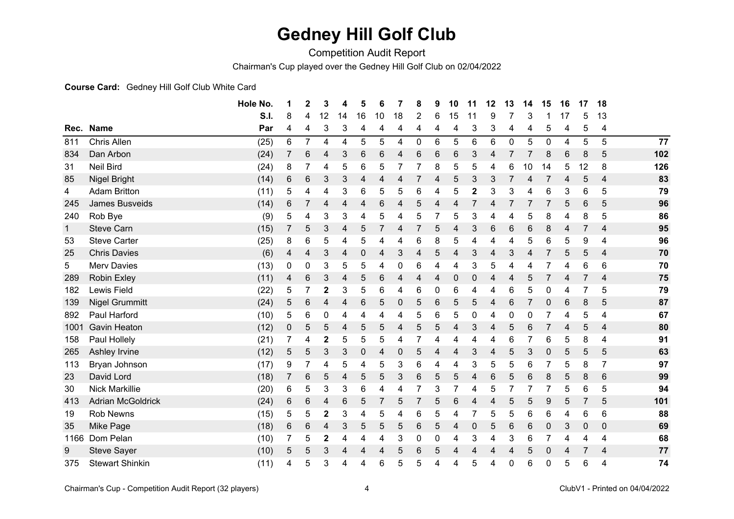# Gedney Hill Golf Club

Competition Audit Report

Chairman's Cup played over the Gedney Hill Golf Club on 02/04/2022

**Course Card:** Gedney Hill Golf Club White Card

| | | Hole No. | 1 | 2 | 3 | 4 | 5 | 6 | 7 | 8 | 9 | 10 | 11 | 12 | 13 | 14 | 15 | 16 | 17 | 18 | |
|---|---|---|---|---|---|---|---|---|---|---|---|---|---|---|---|---|---|---|---|---|---|
| | | S.I. | 8 | 4 | 12 | 14 | 16 | 10 | 18 | 2 | 6 | 15 | 11 | 9 | 7 | 3 | 1 | 17 | 5 | 13 | |
| **Rec.** | **Name** | **Par** | 4 | 4 | 3 | 3 | 4 | 4 | 4 | 4 | 4 | 4 | 3 | 3 | 4 | 4 | 5 | 4 | 5 | 4 | |
| 811 | Chris Allen | (25) | 6 | 7 | 4 | 4 | 5 | 5 | 4 | 0 | 6 | 5 | 6 | 6 | 0 | 5 | 0 | 4 | 5 | 5 | **77** |
| 834 | Dan Arbon | (24) | 7 | 6 | 4 | 3 | 6 | 6 | 4 | 6 | 6 | 6 | 3 | 4 | 7 | 7 | 8 | 6 | 8 | 5 | **102** |
| 31 | Neil Bird | (24) | 8 | 7 | 4 | 5 | 6 | 5 | 7 | 7 | 8 | 5 | 5 | 4 | 6 | 10 | 14 | 5 | 12 | 8 | **126** |
| 85 | Nigel Bright | (14) | 6 | 6 | 3 | 3 | 4 | 4 | 4 | 7 | 4 | 5 | 3 | 3 | 7 | 4 | 7 | 4 | 5 | 4 | **83** |
| 4 | Adam Britton | (11) | 5 | 4 | 4 | 3 | 6 | 5 | 5 | 6 | 4 | 5 | **2** | 3 | 3 | 4 | 6 | 3 | 6 | 5 | **79** |
| 245 | James Busveids | (14) | 6 | 7 | 4 | 4 | 4 | 6 | 4 | 5 | 4 | 4 | 7 | 4 | 7 | 7 | 7 | 5 | 6 | 5 | **96** |
| 240 | Rob Bye | (9) | 5 | 4 | 3 | 3 | 4 | 5 | 4 | 5 | 7 | 5 | 3 | 4 | 4 | 5 | 8 | 4 | 8 | 5 | **86** |
| 1 | Steve Carn | (15) | 7 | 5 | 3 | 4 | 5 | 7 | 4 | 7 | 5 | 4 | 3 | 6 | 6 | 6 | 8 | 4 | 7 | 4 | **95** |
| 53 | Steve Carter | (25) | 8 | 6 | 5 | 4 | 5 | 4 | 4 | 6 | 8 | 5 | 4 | 4 | 4 | 5 | 6 | 5 | 9 | 4 | **96** |
| 25 | Chris Davies | (6) | 4 | 4 | 3 | 4 | 0 | 4 | 3 | 4 | 5 | 4 | 3 | 4 | 3 | 4 | 7 | 5 | 5 | 4 | **70** |
| 5 | Merv Davies | (13) | 0 | 0 | 3 | 5 | 5 | 4 | 0 | 6 | 4 | 4 | 3 | 5 | 4 | 4 | 7 | 4 | 6 | 6 | **70** |
| 289 | Robin Exley | (11) | 4 | 6 | 3 | 4 | 5 | 6 | 4 | 4 | 4 | 0 | 0 | 4 | 4 | 5 | 7 | 4 | 7 | 4 | **75** |
| 182 | Lewis Field | (22) | 5 | 7 | **2** | 3 | 5 | 6 | 4 | 6 | 0 | 6 | 4 | 4 | 6 | 5 | 0 | 4 | 7 | 5 | **79** |
| 139 | Nigel Grummitt | (24) | 5 | 6 | 4 | 4 | 6 | 5 | 0 | 5 | 6 | 5 | 5 | 4 | 6 | 7 | 0 | 6 | 8 | 5 | **87** |
| 892 | Paul Harford | (10) | 5 | 6 | 0 | 4 | 4 | 4 | 4 | 5 | 6 | 5 | 0 | 4 | 0 | 0 | 7 | 4 | 5 | 4 | **67** |
| 1001 | Gavin Heaton | (12) | 0 | 5 | 5 | 4 | 5 | 5 | 4 | 5 | 5 | 4 | 3 | 4 | 5 | 6 | 7 | 4 | 5 | 4 | **80** |
| 158 | Paul Hollely | (21) | 7 | 4 | **2** | 5 | 5 | 5 | 4 | 7 | 4 | 4 | 4 | 4 | 6 | 7 | 6 | 5 | 8 | 4 | **91** |
| 265 | Ashley Irvine | (12) | 5 | 5 | 3 | 3 | 0 | 4 | 0 | 5 | 4 | 4 | 3 | 4 | 5 | 3 | 0 | 5 | 5 | 5 | **63** |
| 113 | Bryan Johnson | (17) | 9 | 7 | 4 | 5 | 4 | 5 | 3 | 6 | 4 | 4 | 3 | 5 | 5 | 6 | 7 | 5 | 8 | 7 | **97** |
| 23 | David Lord | (18) | 7 | 6 | 5 | 4 | 5 | 5 | 3 | 6 | 5 | 5 | 4 | 6 | 5 | 6 | 8 | 5 | 8 | 6 | **99** |
| 30 | Nick Markillie | (20) | 6 | 5 | 3 | 3 | 6 | 4 | 4 | 7 | 3 | 7 | 4 | 5 | 7 | 7 | 7 | 5 | 6 | 5 | **94** |
| 413 | Adrian McGoldrick | (24) | 6 | 6 | 4 | 6 | 5 | 7 | 5 | 7 | 5 | 6 | 4 | 4 | 5 | 5 | 9 | 5 | 7 | 5 | **101** |
| 19 | Rob Newns | (15) | 5 | 5 | **2** | 3 | 4 | 5 | 4 | 6 | 5 | 4 | 7 | 5 | 5 | 6 | 6 | 4 | 6 | 6 | **88** |
| 35 | Mike Page | (18) | 6 | 6 | 4 | 3 | 5 | 5 | 5 | 6 | 5 | 4 | 0 | 5 | 6 | 6 | 0 | 3 | 0 | 0 | **69** |
| 1166 | Dom Pelan | (10) | 7 | 5 | **2** | 4 | 4 | 4 | 3 | 0 | 0 | 4 | 3 | 4 | 3 | 6 | 7 | 4 | 4 | 4 | **68** |
| 9 | Steve Sayer | (10) | 5 | 5 | 3 | 4 | 4 | 4 | 5 | 6 | 5 | 4 | 4 | 4 | 4 | 5 | 0 | 4 | 7 | 4 | **77** |
| 375 | Stewart Shinkin | (11) | 4 | 5 | 3 | 4 | 4 | 6 | 5 | 5 | 4 | 4 | 5 | 4 | 0 | 6 | 0 | 5 | 6 | 4 | **74** |

Chairman's Cup - Competition Audit Report (32 players)

ClubV1 - Printed on 04/04/2022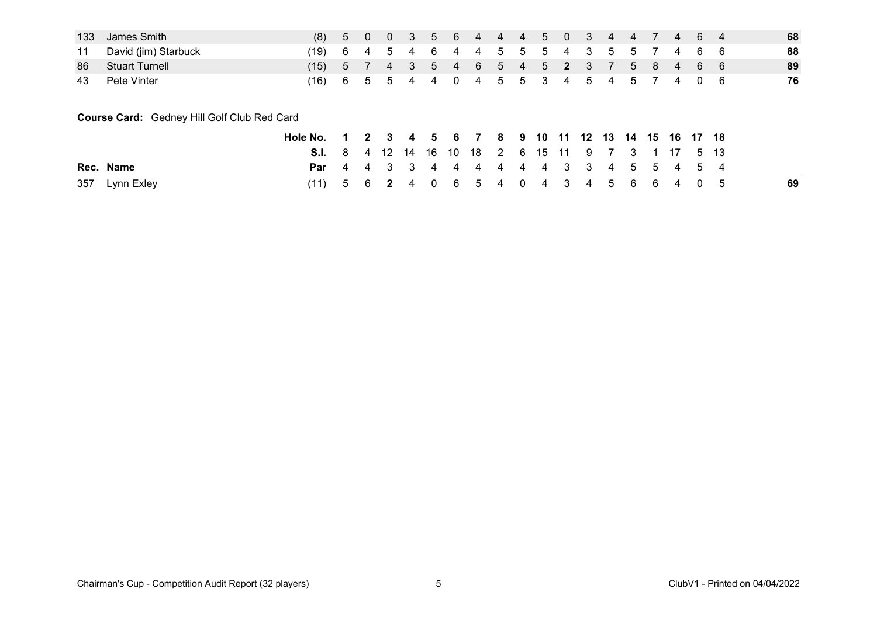| | | | 1 | 2 | 3 | 4 | 5 | 6 | 7 | 8 | 9 | 10 | 11 | 12 | 13 | 14 | 15 | 16 | 17 | 18 | |
|---|---|---|---|---|---|---|---|---|---|---|---|---|---|---|---|---|---|---|---|---|---|
| 133 | James Smith | (8) | 5 | 0 | 0 | 3 | 5 | 6 | 4 | 4 | 4 | 5 | 0 | 3 | 4 | 4 | 7 | 4 | 6 | 4 | **68** |
| 11 | David (jim) Starbuck | (19) | 6 | 4 | 5 | 4 | 6 | 4 | 4 | 5 | 5 | 5 | 4 | 3 | 5 | 5 | 7 | 4 | 6 | 6 | **88** |
| 86 | Stuart Turnell | (15) | 5 | 7 | 4 | 3 | 5 | 4 | 6 | 5 | 4 | 5 | **2** | 3 | 7 | 5 | 8 | 4 | 6 | 6 | **89** |
| 43 | Pete Vinter | (16) | 6 | 5 | 5 | 4 | 4 | 0 | 4 | 5 | 5 | 3 | 4 | 5 | 4 | 5 | 7 | 4 | 0 | 6 | **76** |

**Course Card:** Gedney Hill Golf Club Red Card

| | | **Hole No.** | **1** | **2** | **3** | **4** | **5** | **6** | **7** | **8** | **9** | **10** | **11** | **12** | **13** | **14** | **15** | **16** | **17** | **18** | |
|---|---|---|---|---|---|---|---|---|---|---|---|---|---|---|---|---|---|---|---|---|---|
| | | **S.I.** | 8 | 4 | 12 | 14 | 16 | 10 | 18 | 2 | 6 | 15 | 11 | 9 | 7 | 3 | 1 | 17 | 5 | 13 | |
| **Rec.** | **Name** | **Par** | 4 | 4 | 3 | 3 | 4 | 4 | 4 | 4 | 4 | 4 | 3 | 3 | 4 | 5 | 5 | 4 | 5 | 4 | |
| 357 | Lynn Exley | (11) | 5 | 6 | **2** | 4 | 0 | 6 | 5 | 4 | 0 | 4 | 3 | 4 | 5 | 6 | 6 | 4 | 0 | 5 | **69** |